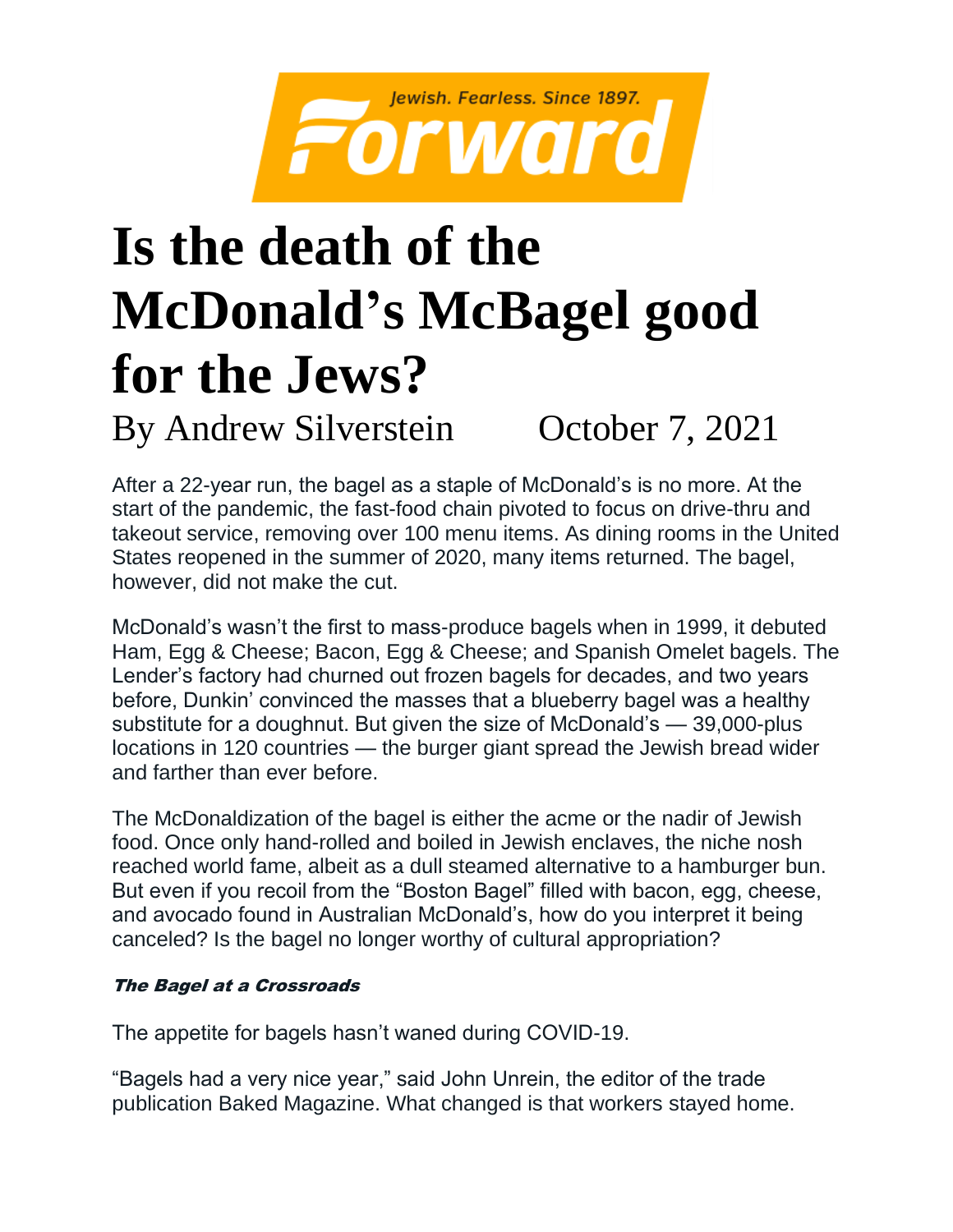Jewish. Fearless. Since 1897.

**Forward**

# Is the death of the McDonald's McBagel good for the Jews?

By Andrew Silverstein October 7, 2021

After a 22-year run, the bagel as a staple of McDonald's is no more. At the start of the pandemic, the fast-food chain pivoted to focus on drive-thru and takeout service, removing over 100 menu items. As dining rooms in the United States reopened in the summer of 2020, many items returned. The bagel, however, did not make the cut.

McDonald's wasn't the first to mass-produce bagels when in 1999, it debuted Ham, Egg & Cheese; Bacon, Egg & Cheese; and Spanish Omelet bagels. The Lender's factory had churned out frozen bagels for decades, and two years before, Dunkin' convinced the masses that a blueberry bagel was a healthy substitute for a doughnut. But given the size of McDonald's — 39,000-plus locations in 120 countries — the burger giant spread the Jewish bread wider and farther than ever before.

The McDonaldization of the bagel is either the acme or the nadir of Jewish food. Once only hand-rolled and boiled in Jewish enclaves, the niche nosh reached world fame, albeit as a dull steamed alternative to a hamburger bun. But even if you recoil from the "Boston Bagel" filled with bacon, egg, cheese, and avocado found in Australian McDonald's, how do you interpret it being canceled? Is the bagel no longer worthy of cultural appropriation?

### ***The Bagel at a Crossroads***

The appetite for bagels hasn't waned during COVID-19.

"Bagels had a very nice year," said John Unrein, the editor of the trade publication Baked Magazine. What changed is that workers stayed home.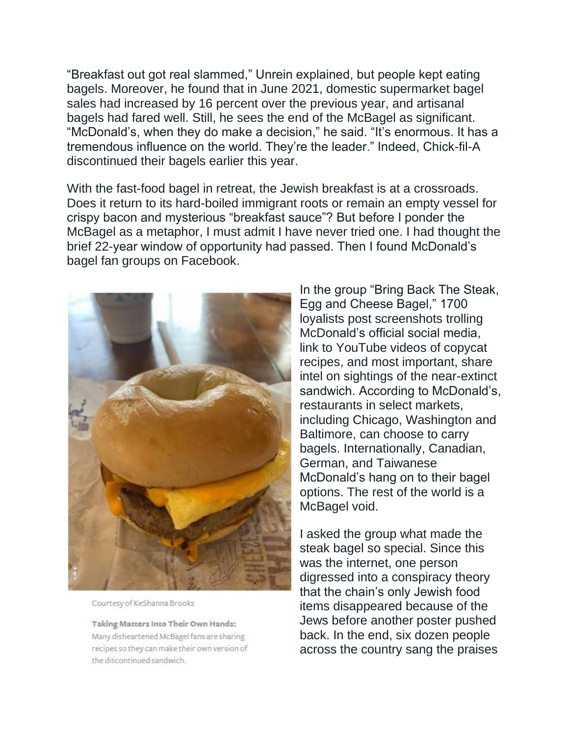"Breakfast out got real slammed," Unrein explained, but people kept eating bagels. Moreover, he found that in June 2021, domestic supermarket bagel sales had increased by 16 percent over the previous year, and artisanal bagels had fared well. Still, he sees the end of the McBagel as significant. "McDonald's, when they do make a decision," he said. "It's enormous. It has a tremendous influence on the world. They're the leader." Indeed, Chick-fil-A discontinued their bagels earlier this year.

With the fast-food bagel in retreat, the Jewish breakfast is at a crossroads. Does it return to its hard-boiled immigrant roots or remain an empty vessel for crispy bacon and mysterious "breakfast sauce"? But before I ponder the McBagel as a metaphor, I must admit I have never tried one. I had thought the brief 22-year window of opportunity had passed. Then I found McDonald's bagel fan groups on Facebook.

Courtesy of KeShanna Brooks

**Taking Matters Into Their Own Hands:** Many disheartened McBagel fans are sharing recipes so they can make their own version of the discontinued sandwich.

In the group "Bring Back The Steak, Egg and Cheese Bagel," 1700 loyalists post screenshots trolling McDonald's official social media, link to YouTube videos of copycat recipes, and most important, share intel on sightings of the near-extinct sandwich. According to McDonald's, restaurants in select markets, including Chicago, Washington and Baltimore, can choose to carry bagels. Internationally, Canadian, German, and Taiwanese McDonald's hang on to their bagel options. The rest of the world is a McBagel void.

I asked the group what made the steak bagel so special. Since this was the internet, one person digressed into a conspiracy theory that the chain's only Jewish food items disappeared because of the Jews before another poster pushed back. In the end, six dozen people across the country sang the praises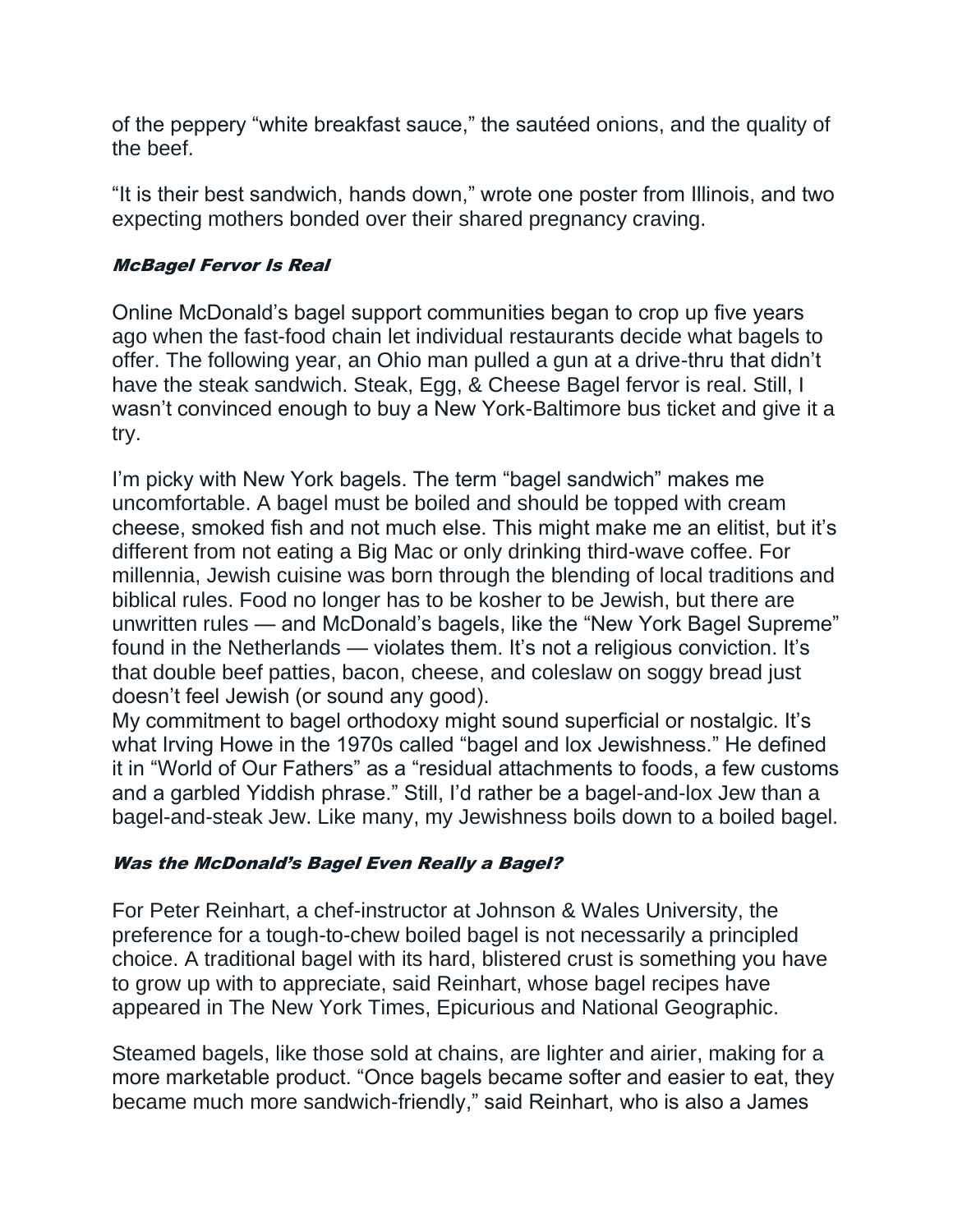of the peppery "white breakfast sauce," the sautéed onions, and the quality of the beef.

"It is their best sandwich, hands down," wrote one poster from Illinois, and two expecting mothers bonded over their shared pregnancy craving.

### *McBagel Fervor Is Real*

Online McDonald's bagel support communities began to crop up five years ago when the fast-food chain let individual restaurants decide what bagels to offer. The following year, an Ohio man pulled a gun at a drive-thru that didn't have the steak sandwich. Steak, Egg, & Cheese Bagel fervor is real. Still, I wasn't convinced enough to buy a New York-Baltimore bus ticket and give it a try.

I'm picky with New York bagels. The term "bagel sandwich" makes me uncomfortable. A bagel must be boiled and should be topped with cream cheese, smoked fish and not much else. This might make me an elitist, but it's different from not eating a Big Mac or only drinking third-wave coffee. For millennia, Jewish cuisine was born through the blending of local traditions and biblical rules. Food no longer has to be kosher to be Jewish, but there are unwritten rules — and McDonald's bagels, like the "New York Bagel Supreme" found in the Netherlands — violates them. It's not a religious conviction. It's that double beef patties, bacon, cheese, and coleslaw on soggy bread just doesn't feel Jewish (or sound any good).
My commitment to bagel orthodoxy might sound superficial or nostalgic. It's what Irving Howe in the 1970s called "bagel and lox Jewishness." He defined it in "World of Our Fathers" as a "residual attachments to foods, a few customs and a garbled Yiddish phrase." Still, I'd rather be a bagel-and-lox Jew than a bagel-and-steak Jew. Like many, my Jewishness boils down to a boiled bagel.

### *Was the McDonald's Bagel Even Really a Bagel?*

For Peter Reinhart, a chef-instructor at Johnson & Wales University, the preference for a tough-to-chew boiled bagel is not necessarily a principled choice. A traditional bagel with its hard, blistered crust is something you have to grow up with to appreciate, said Reinhart, whose bagel recipes have appeared in The New York Times, Epicurious and National Geographic.

Steamed bagels, like those sold at chains, are lighter and airier, making for a more marketable product. "Once bagels became softer and easier to eat, they became much more sandwich-friendly," said Reinhart, who is also a James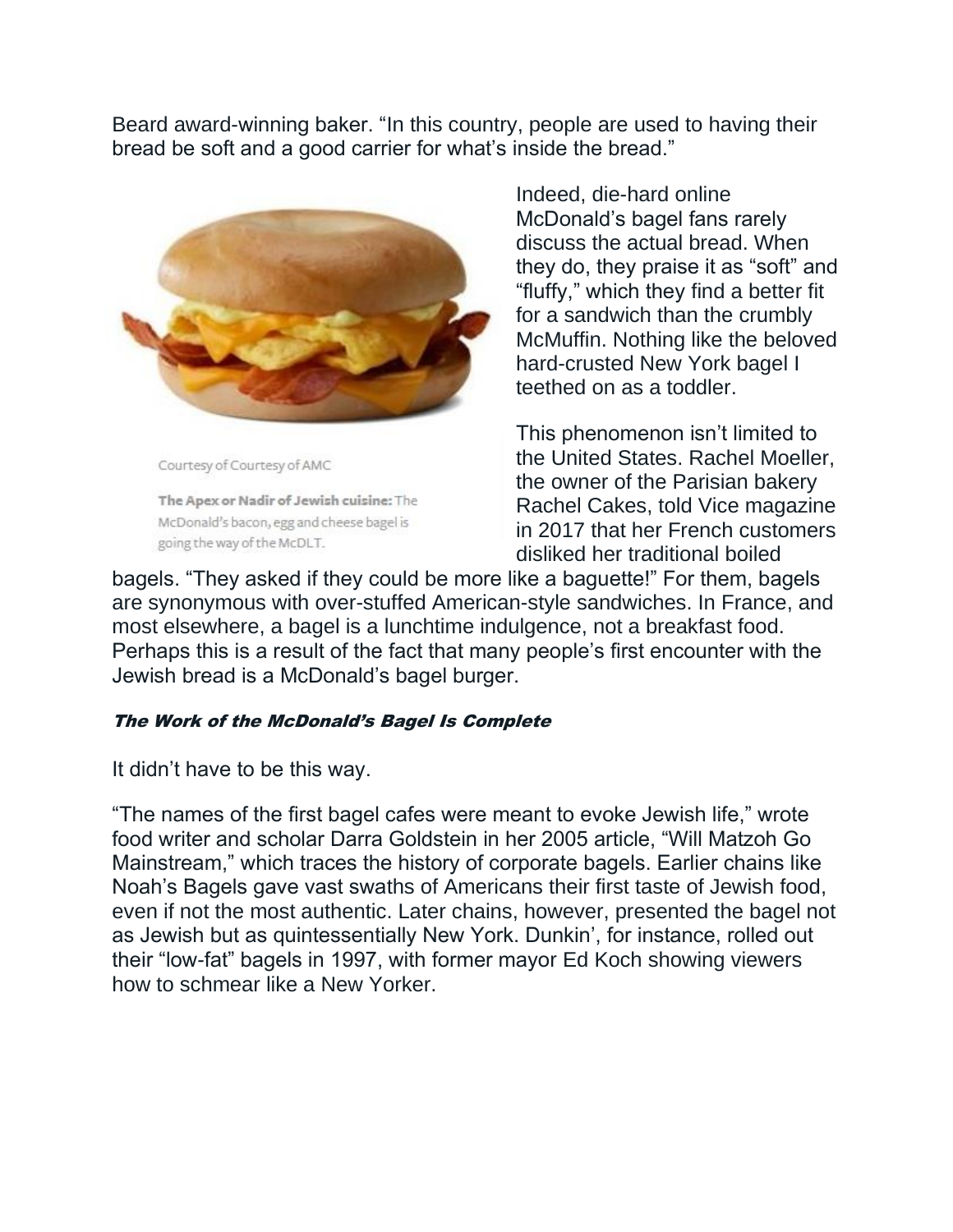Beard award-winning baker. "In this country, people are used to having their bread be soft and a good carrier for what's inside the bread."

Courtesy of Courtesy of AMC

**The Apex or Nadir of Jewish cuisine:** The McDonald's bacon, egg and cheese bagel is going the way of the McDLT.

Indeed, die-hard online McDonald's bagel fans rarely discuss the actual bread. When they do, they praise it as "soft" and "fluffy," which they find a better fit for a sandwich than the crumbly McMuffin. Nothing like the beloved hard-crusted New York bagel I teethed on as a toddler.

This phenomenon isn't limited to the United States. Rachel Moeller, the owner of the Parisian bakery Rachel Cakes, told Vice magazine in 2017 that her French customers disliked her traditional boiled bagels. "They asked if they could be more like a baguette!" For them, bagels are synonymous with over-stuffed American-style sandwiches. In France, and most elsewhere, a bagel is a lunchtime indulgence, not a breakfast food. Perhaps this is a result of the fact that many people's first encounter with the Jewish bread is a McDonald's bagel burger.

### *The Work of the McDonald's Bagel Is Complete*

It didn't have to be this way.

"The names of the first bagel cafes were meant to evoke Jewish life," wrote food writer and scholar Darra Goldstein in her 2005 article, "Will Matzoh Go Mainstream," which traces the history of corporate bagels. Earlier chains like Noah's Bagels gave vast swaths of Americans their first taste of Jewish food, even if not the most authentic. Later chains, however, presented the bagel not as Jewish but as quintessentially New York. Dunkin', for instance, rolled out their "low-fat" bagels in 1997, with former mayor Ed Koch showing viewers how to schmear like a New Yorker.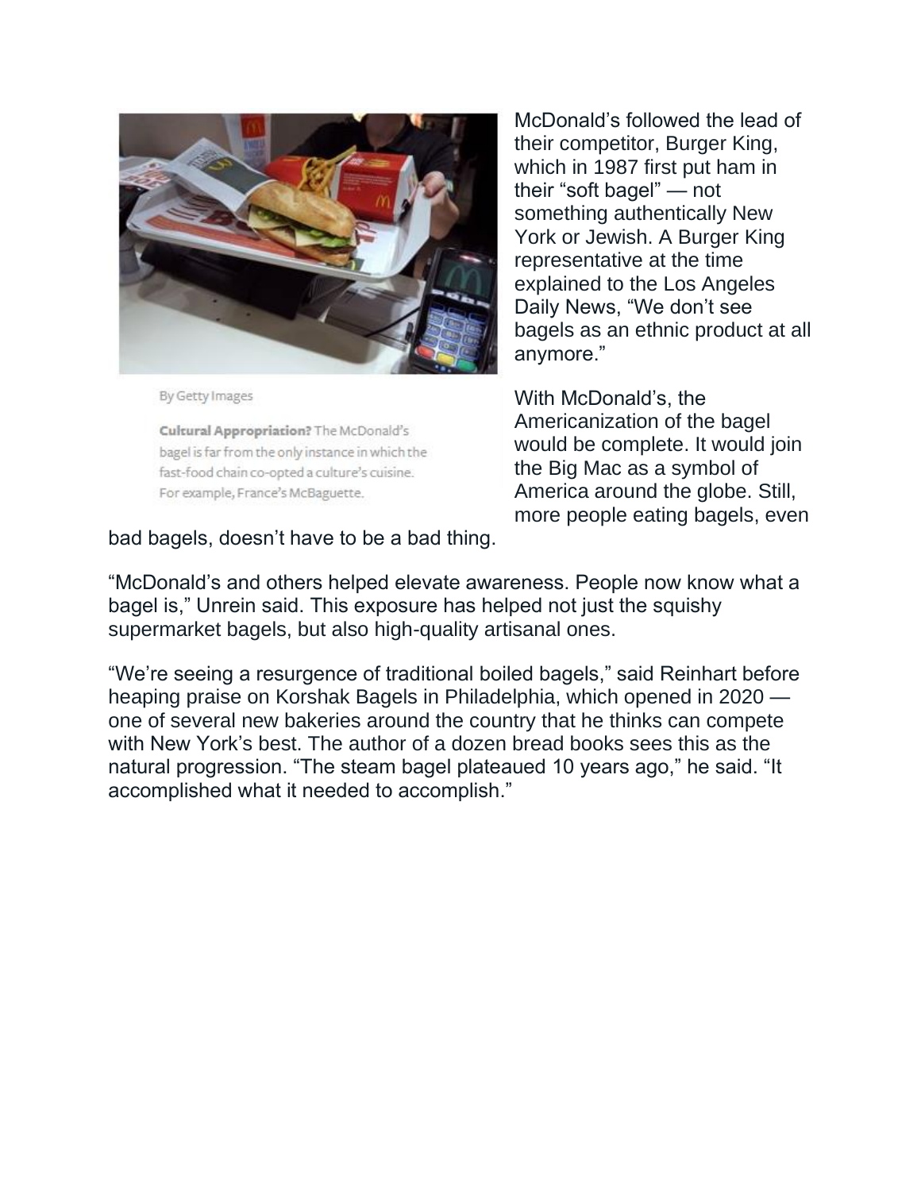By Getty Images

**Cultural Appropriation?** The McDonald's bagel is far from the only instance in which the fast-food chain co-opted a culture's cuisine. For example, France's McBaguette.

McDonald's followed the lead of their competitor, Burger King, which in 1987 first put ham in their "soft bagel" — not something authentically New York or Jewish. A Burger King representative at the time explained to the Los Angeles Daily News, "We don't see bagels as an ethnic product at all anymore."

With McDonald's, the Americanization of the bagel would be complete. It would join the Big Mac as a symbol of America around the globe. Still, more people eating bagels, even bad bagels, doesn't have to be a bad thing.

"McDonald's and others helped elevate awareness. People now know what a bagel is," Unrein said. This exposure has helped not just the squishy supermarket bagels, but also high-quality artisanal ones.

"We're seeing a resurgence of traditional boiled bagels," said Reinhart before heaping praise on Korshak Bagels in Philadelphia, which opened in 2020 — one of several new bakeries around the country that he thinks can compete with New York's best. The author of a dozen bread books sees this as the natural progression. "The steam bagel plateaued 10 years ago," he said. "It accomplished what it needed to accomplish."